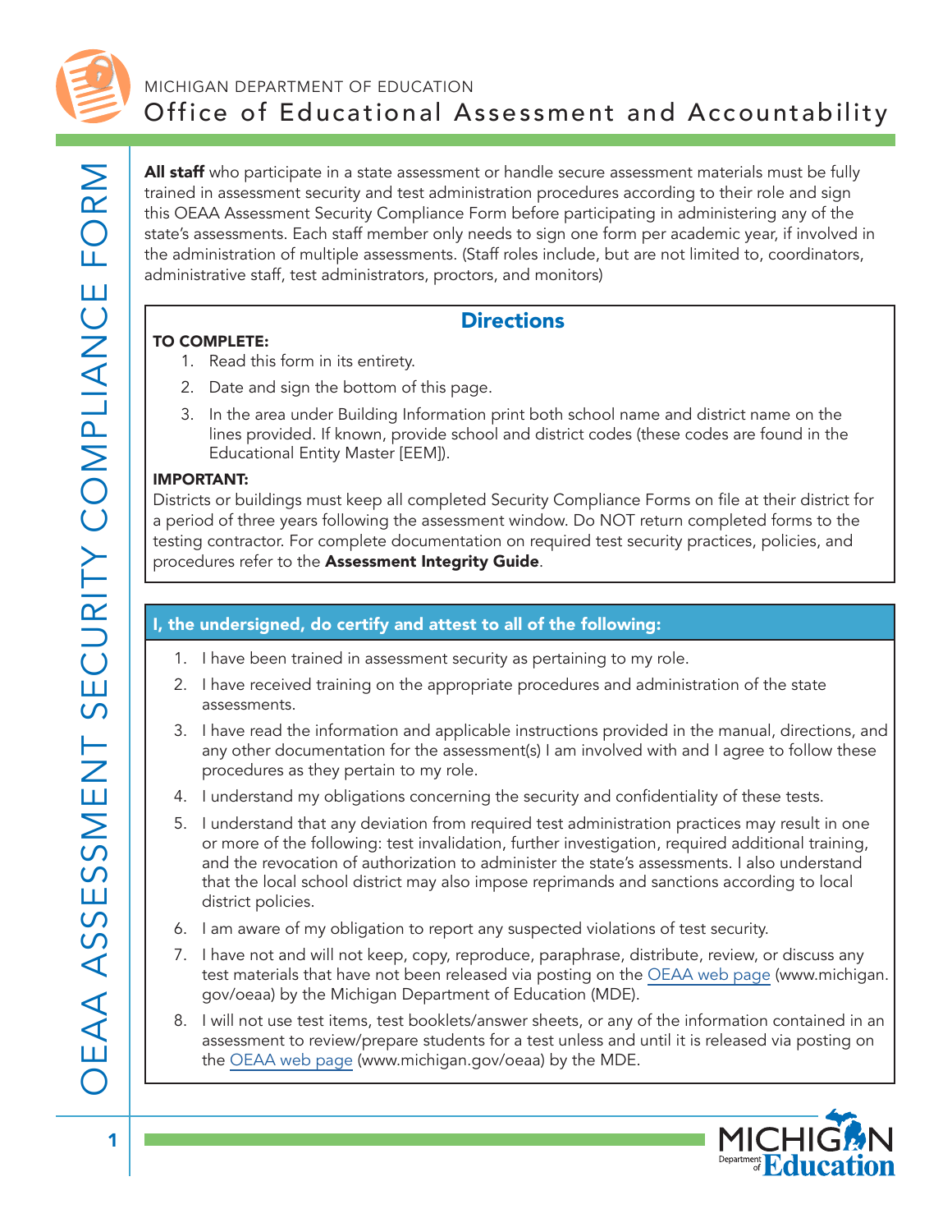MICHIGAN DEPARTMENT OF EDUCATION

# Office of Educational Assessment and Accountability

# OEAA ASSESSMENT SECURITY COMPLIANCE FORM

**All staff** who participate in a state assessment or handle secure assessment materials must be fully trained in assessment security and test administration procedures according to their role and sign this OEAA Assessment Security Compliance Form before participating in administering any of the state's assessments. Each staff member only needs to sign one form per academic year, if involved in the administration of multiple assessments. (Staff roles include, but are not limited to, coordinators, administrative staff, test administrators, proctors, and monitors)

## Directions

**TO COMPLETE:**

1. Read this form in its entirety.
2. Date and sign the bottom of this page.
3. In the area under Building Information print both school name and district name on the lines provided. If known, provide school and district codes (these codes are found in the Educational Entity Master [EEM]).

**IMPORTANT:**

Districts or buildings must keep all completed Security Compliance Forms on file at their district for a period of three years following the assessment window. Do NOT return completed forms to the testing contractor. For complete documentation on required test security practices, policies, and procedures refer to the **Assessment Integrity Guide**.

**I, the undersigned, do certify and attest to all of the following:**

1. I have been trained in assessment security as pertaining to my role.
2. I have received training on the appropriate procedures and administration of the state assessments.
3. I have read the information and applicable instructions provided in the manual, directions, and any other documentation for the assessment(s) I am involved with and I agree to follow these procedures as they pertain to my role.
4. I understand my obligations concerning the security and confidentiality of these tests.
5. I understand that any deviation from required test administration practices may result in one or more of the following: test invalidation, further investigation, required additional training, and the revocation of authorization to administer the state's assessments. I also understand that the local school district may also impose reprimands and sanctions according to local district policies.
6. I am aware of my obligation to report any suspected violations of test security.
7. I have not and will not keep, copy, reproduce, paraphrase, distribute, review, or discuss any test materials that have not been released via posting on the OEAA web page (www.michigan.gov/oeaa) by the Michigan Department of Education (MDE).
8. I will not use test items, test booklets/answer sheets, or any of the information contained in an assessment to review/prepare students for a test unless and until it is released via posting on the OEAA web page (www.michigan.gov/oeaa) by the MDE.

MICHIGAN Department of Education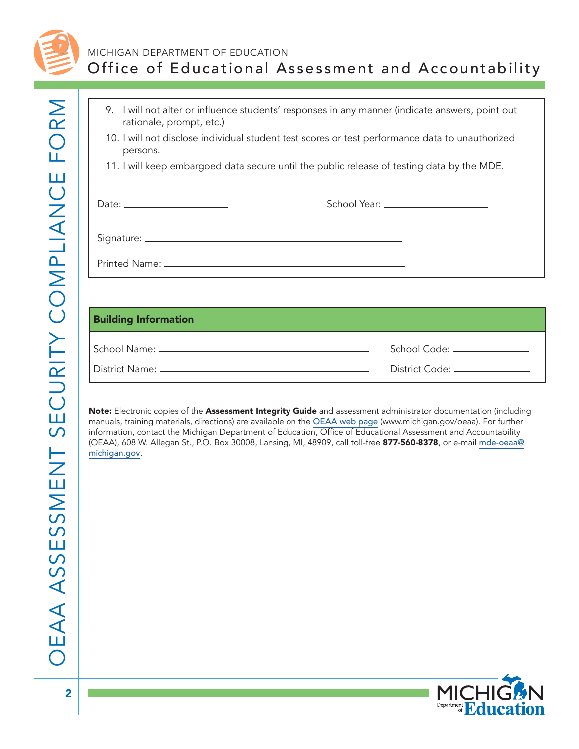9. I will not alter or influence students' responses in any manner (indicate answers, point out rationale, prompt, etc.)
10. I will not disclose individual student test scores or test performance data to unauthorized persons.
11. I will keep embargoed data secure until the public release of testing data by the MDE.

Date: ____________________ School Year: ____________________

Signature: ____________________________________________

Printed Name: ____________________________________________

| **Building Information** | |
|---|---|
| School Name: ____________________ | School Code: ____________ |
| District Name: ____________________ | District Code: ____________ |

**Note:** Electronic copies of the **Assessment Integrity Guide** and assessment administrator documentation (including manuals, training materials, directions) are available on the OEAA web page (www.michigan.gov/oeaa). For further information, contact the Michigan Department of Education, Office of Educational Assessment and Accountability (OEAA), 608 W. Allegan St., P.O. Box 30008, Lansing, MI, 48909, call toll-free **877-560-8378**, or e-mail mde-oeaa@michigan.gov.